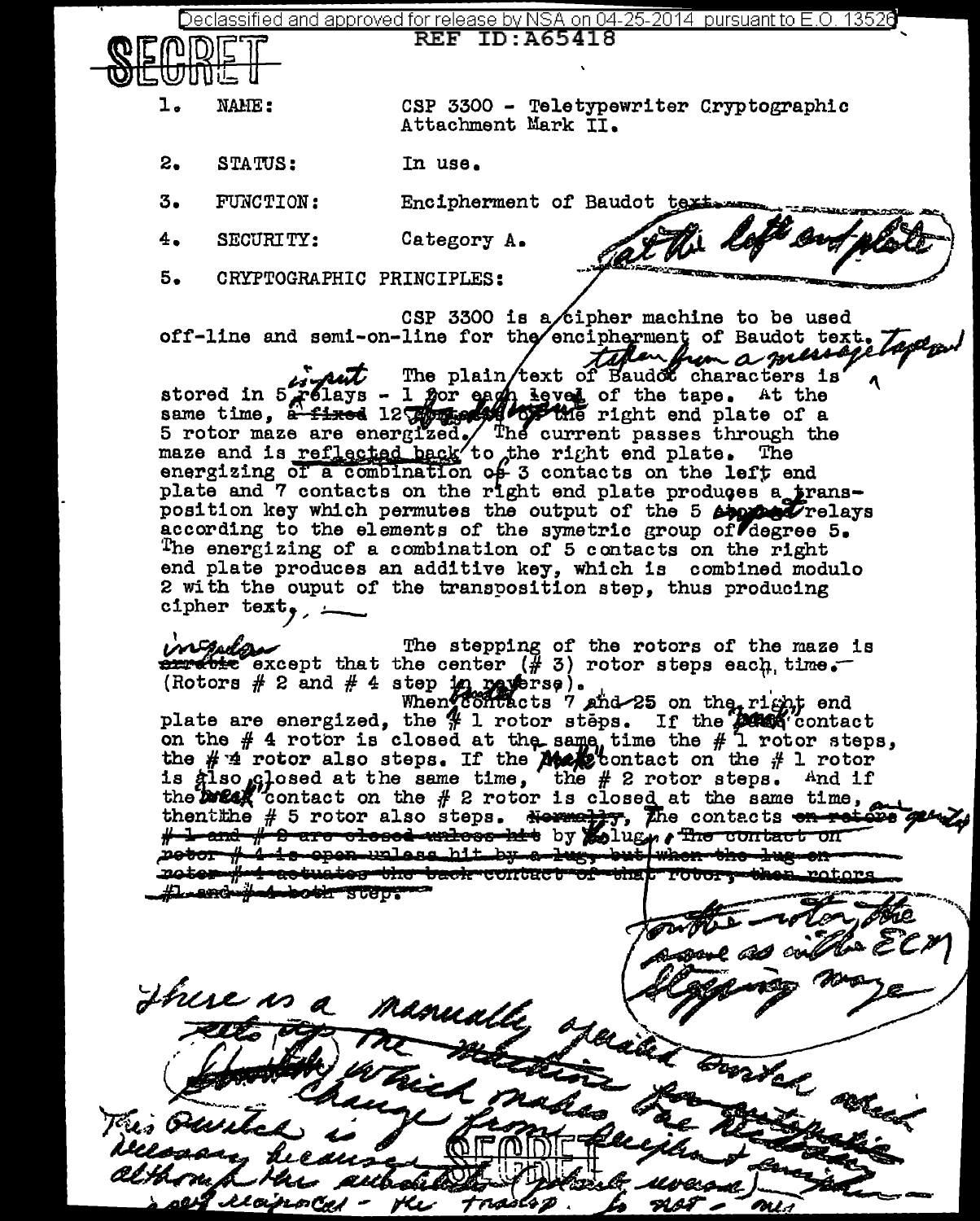Declassified and approved for release by NSA on 04-25-2014 pursuant to E.O. 13526

**SECRET**

REF ID:A65418

1. NAME: CSP 3300 - Teletypewriter Cryptographic Attachment Mark II.

2. STATUS: In use.

3. FUNCTION: Encipherment of Baudot text.

4. SECURITY: Category A.

5. CRYPTOGRAPHIC PRINCIPLES:

CSP 3300 is a cipher machine to be used off-line and semi-on-line for the encipherment of Baudot text. *taken from a message tape and*

The plain text of Baudot characters is stored in 5 *input* relays - 1 for each level of the tape. At the same time, ~~a fixed~~ 12 *contacts* ~~on~~ *at* the right end plate of a 5 rotor maze are energized. The current passes through the maze and is reflected back to the right end plate. *at the left end plate* The energizing of a combination of 3 contacts on the left end plate and 7 contacts on the right end plate produces a transposition key which permutes the output of the 5 *input* relays according to the elements of the symetric group of degree 5. The energizing of a combination of 5 contacts on the right end plate produces an additive key, which is combined modulo 2 with the ouput of the transposition step, thus producing cipher text.

The stepping of the rotors of the maze is ~~erratic~~ *irregular* except that the center (# 3) rotor steps each time. (Rotors # 2 and # 4 step in reverse).

When *fixed* contacts 7 and 25 on the right end plate are energized, the # 1 rotor steps. If the *back* contact on the # 4 rotor is closed at the same time the # 1 rotor steps, the # 4 rotor also steps. If the *make* contact on the # 1 rotor is also closed at the same time, the # 2 rotor steps. And if the *break* contact on the # 2 rotor is closed at the same time, then the # 5 rotor also steps. ~~Normally,~~ The contacts ~~on rotors~~ *are operated* ~~# 1 and # 2 are closed unless hit~~ by *a* lug. ~~The contact on rotor # 4 is open unless hit by a lug, but when the lug on rotor # 4 actuates the back contact of that rotor, then rotors #1 and # 4 both step.~~

*on the rotor, the same as in the ECM stepping maze*

*There is a manually operated switch ~~set up the machine~~ ~~(?)~~ which makes the ~~automatic~~ change from encipher to decipher.*

*This switch is necessary because although the ~~(?)~~ substitution (plain & reverse) is self reciprocal - the transp. is not - ~~(?)~~*

**SECRET**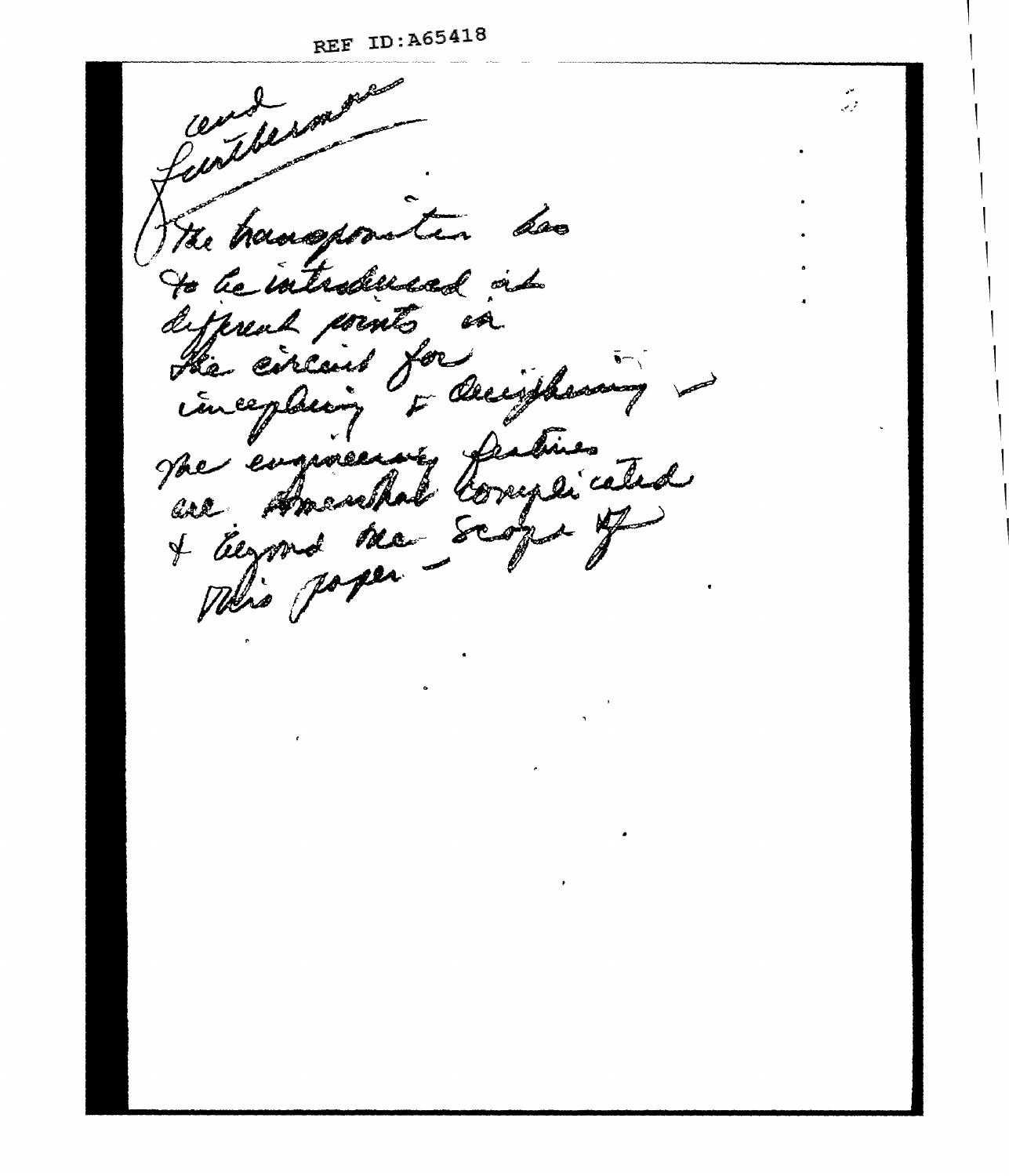and furthermore

The transpositor has to be introduced at different points in the circuit for enciphering & deciphering — the engineering features are somewhat complicated & beyond the scope of this paper —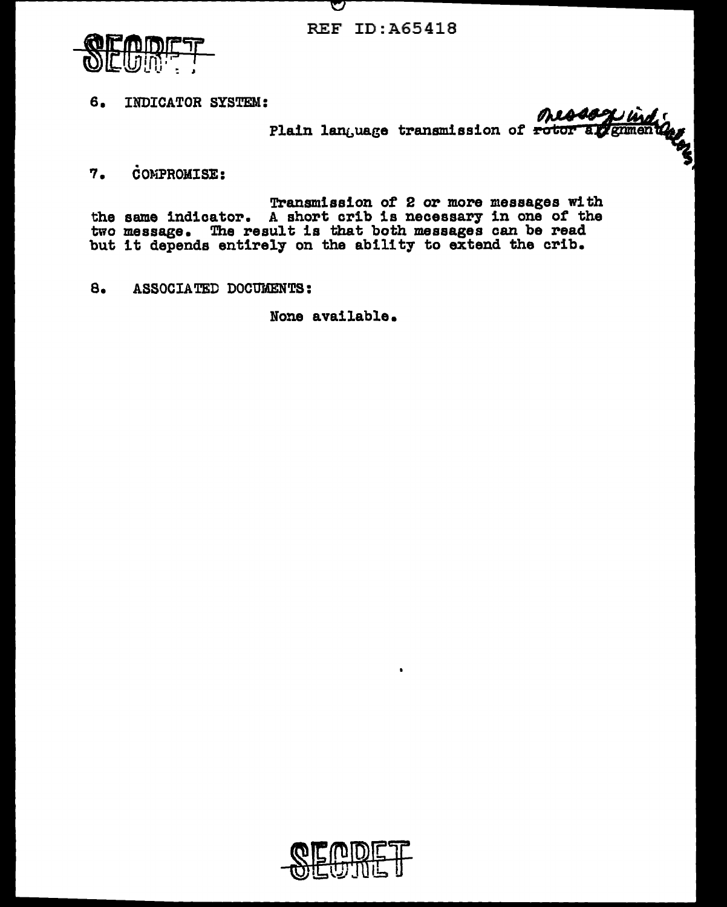6. INDICATOR SYSTEM:

Plain language transmission of ~~rotor alignment~~ message indicators

7. COMPROMISE:

Transmission of 2 or more messages with the same indicator. A short crib is necessary in one of the two message. The result is that both messages can be read but it depends entirely on the ability to extend the crib.

8. ASSOCIATED DOCUMENTS:

None available.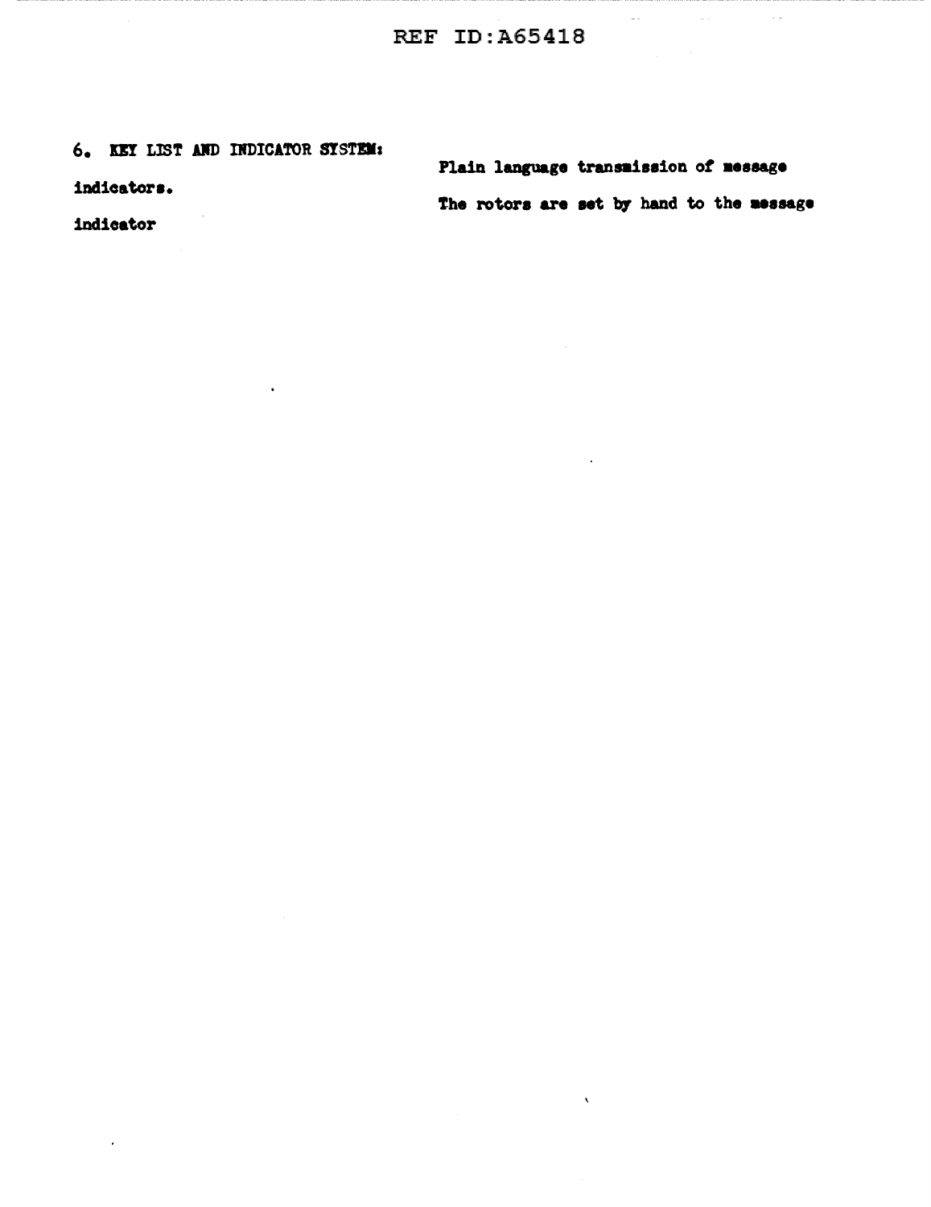6. KEY LIST AND INDICATOR SYSTEM:

indicators.

indicator

Plain language transmission of message

The rotors are set by hand to the message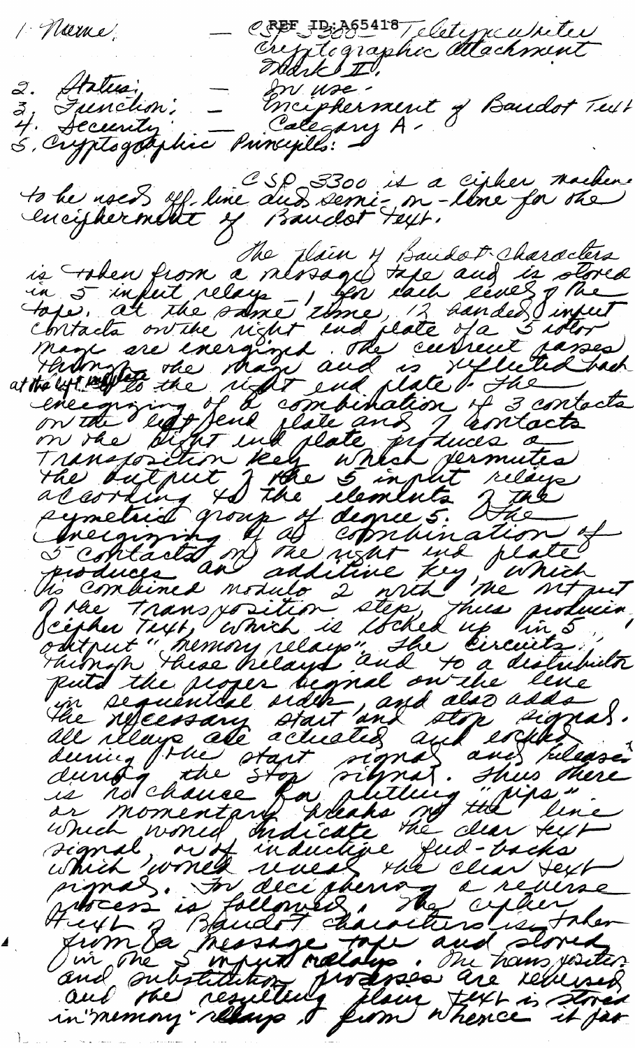REF ID:A65418

1. Name: — CSP 3300 - Teletypewriter Cryptographic Attachment Mark II.
2. Status: — In use.
3. Function: — Encipherment of Baudot Text
4. Security — Category A.
5. Cryptographic Principles: —

CSP 3300 is a cipher machine to be used off-line and semi-on-line for the encipherment of Baudot text.

The plain of Baudot characters is taken from a message tape and is stored in 5 input relays, 1 for each level of the tape. At the same time, 12 banded input contacts on the right end plate of a 5 rotor maze are energized. The current passes through the maze and is reflected back at the left end to the right end plate. The energizing of a combination of 3 contacts on the left end plate and 7 contacts on the right end plate produces a transposition key which permutes the output of the 5 input relays according to the elements of the symmetric group of degree 5. The energizing of a combination of 5 contacts on the right end plate produces an additive key, which is combined modulo 2 with the output of the transposition step, thus producing cipher text, which is locked up in 5 output "memory relays". The circuits through these relays and to a distributor puts the proper signal on the line in sequential order, and also adds the necessary start and stop signals. All relays are actuated and locked during the start signal and released during the stop signal. Thus there is no chance for putting "pips" or momentary breaks on the line which would indicate the clear text signal, or of inductive feed-backs which would reveal the clear text signal. In deciphering a reverse process is followed. The cipher text of Baudot characters is taken from a message tape and stored in the 5 input relays. The transposition and substitution processes are reversed and the resulting plain text is stored in "memory" relays from whence it pa-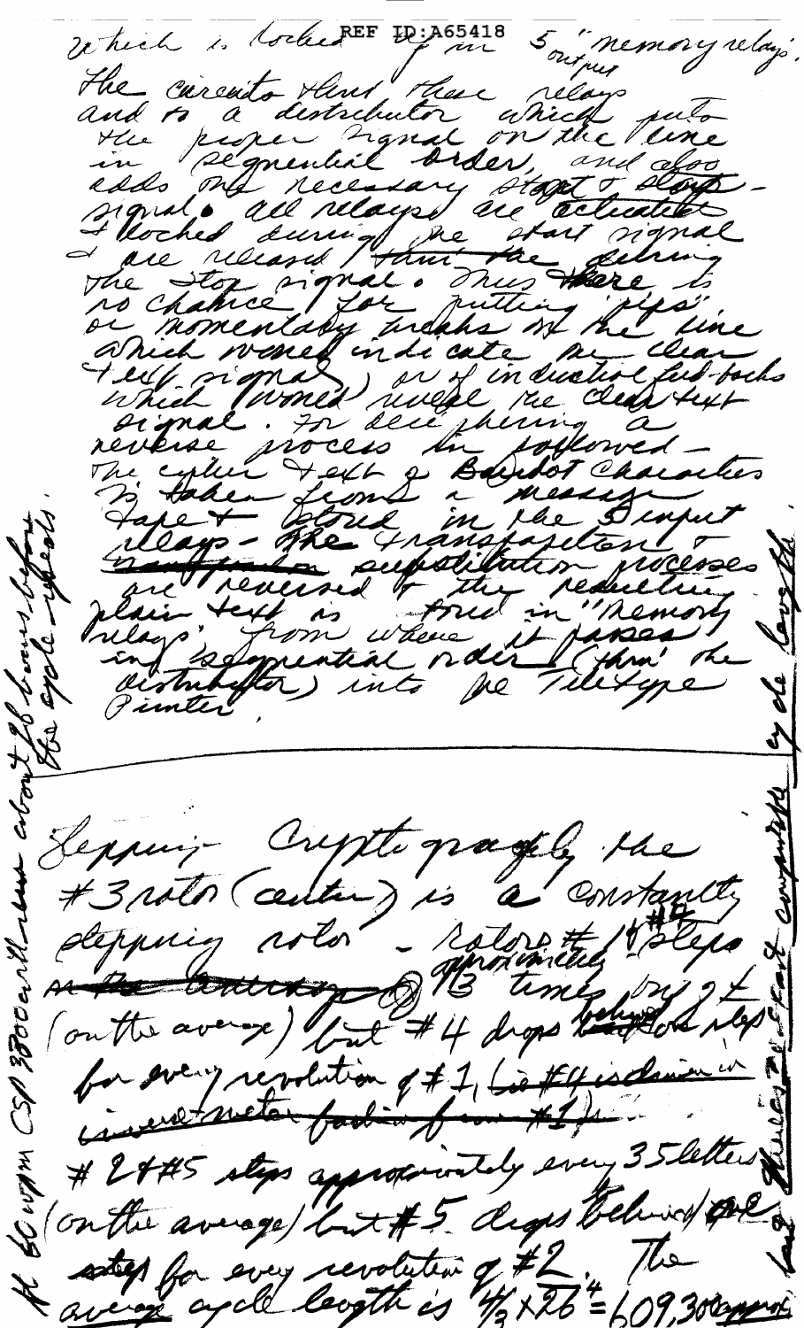which is locked up in 5 "memory relays".
The circuits thru these relays and to a distributor which puts the proper signal on the line in sequential order, and also adds the necessary start & stop signal. All relays are actuated & locked during the start signal & are released ~~thru the~~ during the stop signal. Thus ~~there~~ is no chance for putting "pips" or momentary breaks on the line which would indicate the clear text signal) or of inductive feed-backs which would reveal the clear text signal. For deciphering a reverse process is followed - the cipher text of Baudot Characters is taken from a message tape & stored in the 5 input relays - the transposition & ~~...~~ substitution processes are reversed & the resulting plain text is stored in "memory relays", from where it passes in sequential order (thru the distributor) into the Teletype Printer.

Stepping Cryptography the #3 rotor (center) is a constantly stepping rotor - rotors #1 & #4 steps ~~on the average~~ approximately 13 times by 24 (on the average) but #4 drops ~~behind~~ one step for every revolution of #1 ~~(i.e. #4 is driven in inverse meter fashion from #1)~~

#2 & #5 steps approximately every 35 letters (on the average) but #5 drops behind one step for every revolution of #2. The average cycle length is $4/3 \times 26^4 = 609,300$ approx.

[Left margin, rotated:] ~~It~~ 60 wpm CSP 3700 with about 26 hours before the cycle repeats.

[Right margin, rotated:] ~~Relays~~ The cycle length is computable by de ~~...~~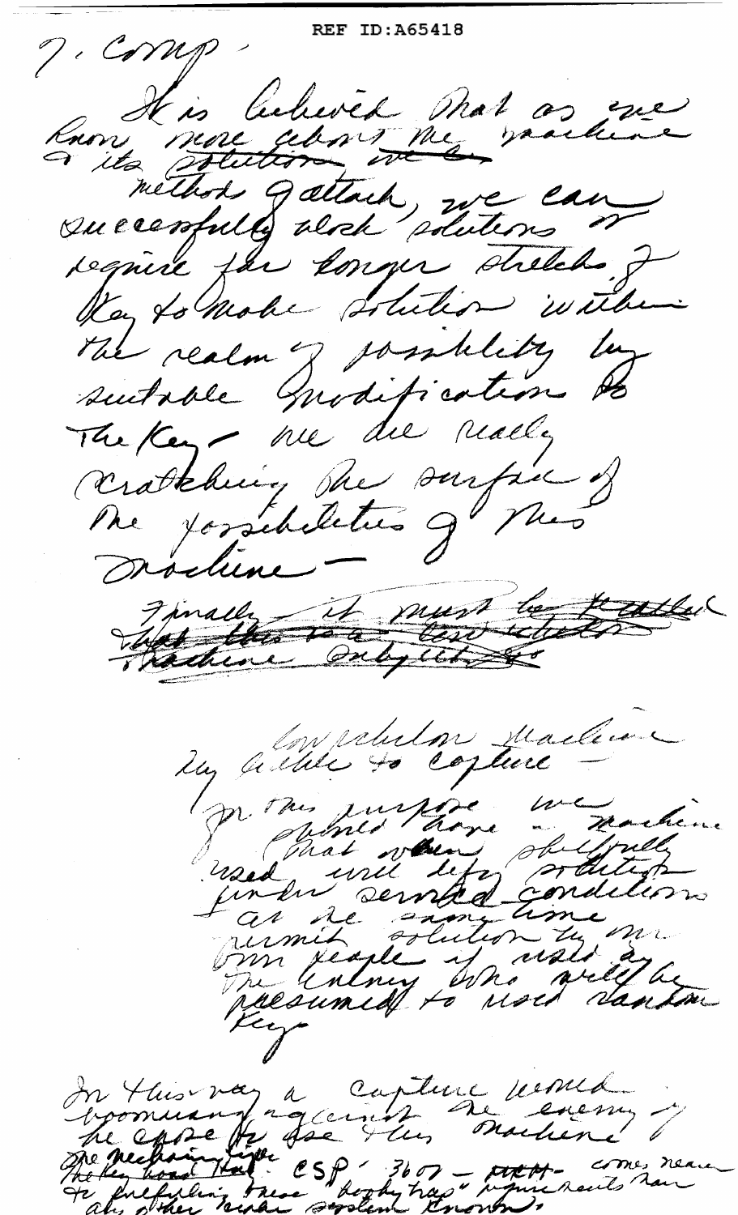REF ID:A65418

7. Comp.

It is believed that as one know more about the machine & its ~~solution we~~ method of attack, we can successfully block solutions or require far longer stretch of key to make solution within the realm of possibility by suitable modification to the key - we are really scratching the surface of the possibilities of this machine -

~~Finally it must be recalled that this is a two wheel machine. Only.~~

Compilation machine key liable to capture -

For this purpose we should have a machine that when skillfully used will defy solution under several conditions at the same time permit solution by our people if used by the enemy who will be presumed to used random key

In this way a capture would boomerang against the enemy if he chose to use this machine

The mechanism of the key board that CSP 3607 ~~[illegible]~~ comes nearer to fulfilling these "booby trap" requirements than any other cipher system known.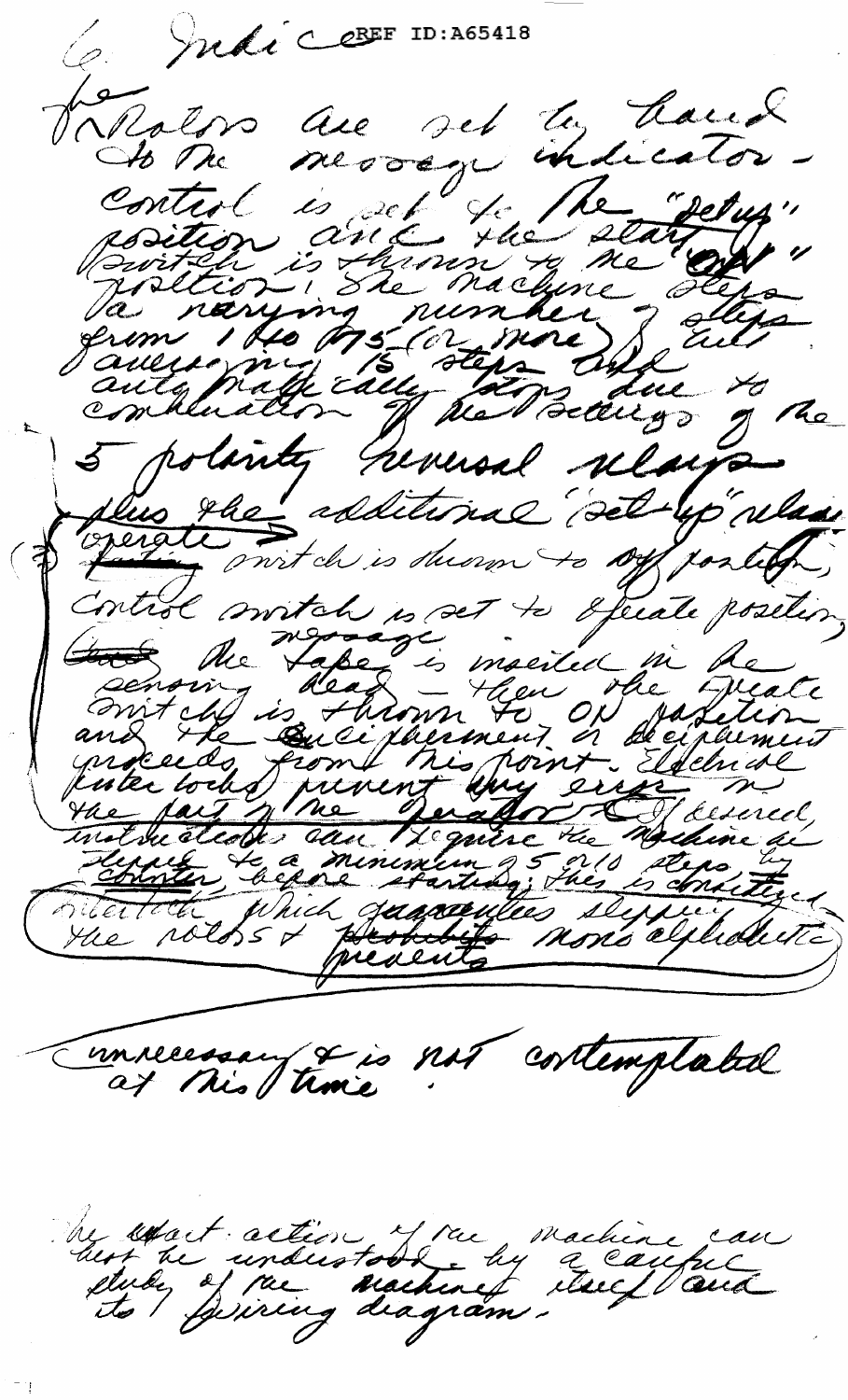6. Indice

The Rotors are set by hand to the message indicator - control is set to the "setup" position and the start switch is thrown to the "ON" position. The machine steps a varying number of steps from 1 to 75 (or more) but averaging 15 steps and automatically stops due to combination of the settings of the 5 polarity reversal relays plus the additional "set-up" relay.

(7) ~~Setting~~ operate switch is thrown to off position, control switch is set to operate position, ~~then~~ the message tape is inserted in the sensing head - then the operate switch is thrown to ON position and the encipherment or decipherment proceeds from this point. Electrical interlocks prevent any error on the part of the operator. If desired, instructions can require the machine be stepped to a minimum of 5 or 10 steps by counter before starting; this is considered ~~a~~ interlock which guarantees stepping the rotors & ~~prohibits~~ prevents non alphabetic

unnecessary & is not contemplated at this time.

The exact action of the machine can best be understood by a careful study of the machine itself and its wiring diagram.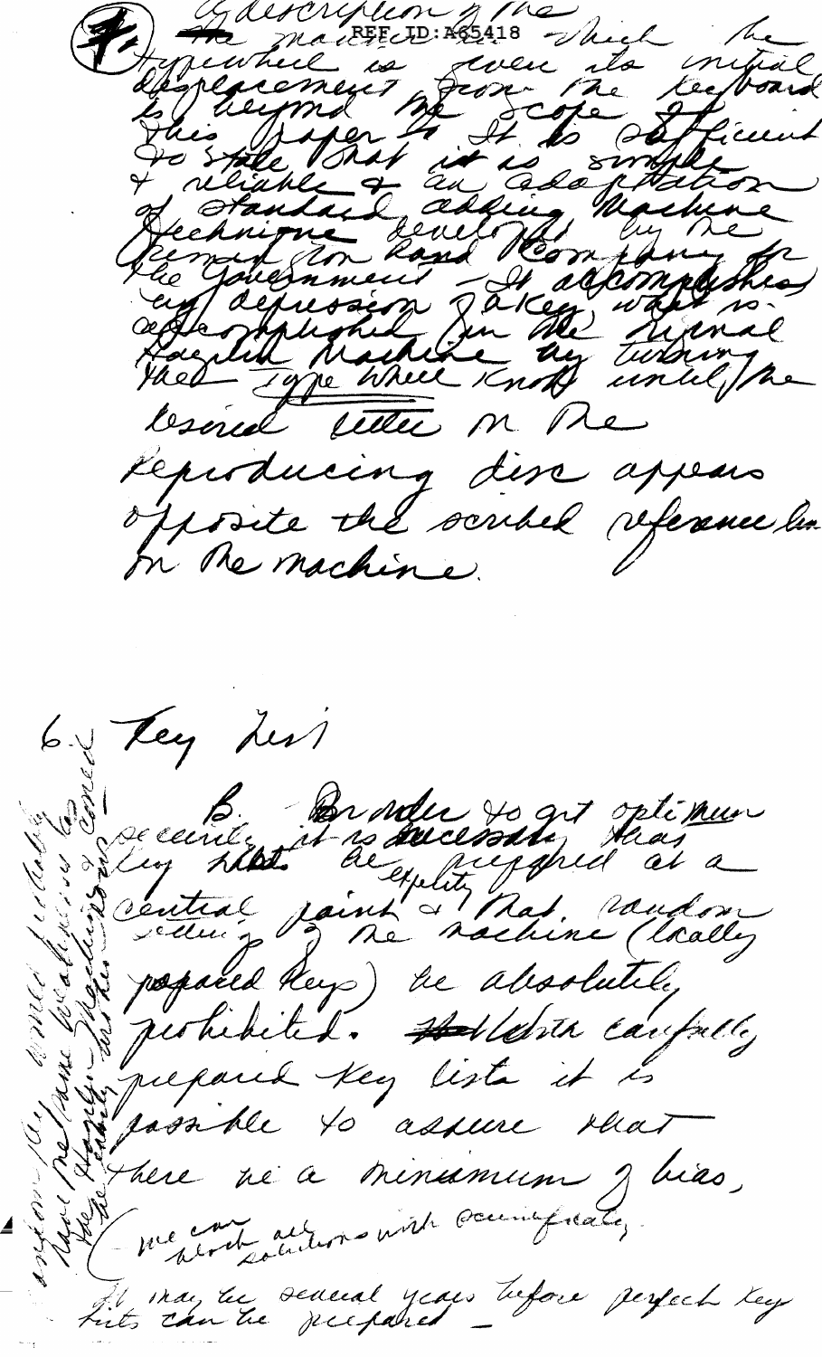(7) ~~The~~ description of the manner in which the typewheel is given its initial displacement from the keyboard is beyond the scope of this paper. It is sufficient to state that it is simple & reliable & an adaptation of standard adding machine technique developed by the Remington Rand Company for the Government. It accomplishes by depression of a key what is accomplished in the original Hagelin machine by turning the type wheel knob until the desired letter on the reproducing disc appears opposite the scribed reference line on the machine.

6. Key Lists

B. In order to get optimum security it is necessary that key lists be expertly prepared at a central point & that random setting of the machine (locally prepared keys) be absolutely prohibited. ~~Thi~~ With carefully prepared key lists it is possible to assure that there be a minimum of bias.

(we can block all solutions with security)

It may be several years before perfect key lists can be prepared —

*[Vertical marginal note at left:]* uniform key lists would prevent people breaking codes & the machine is not considered as it would be completely secure